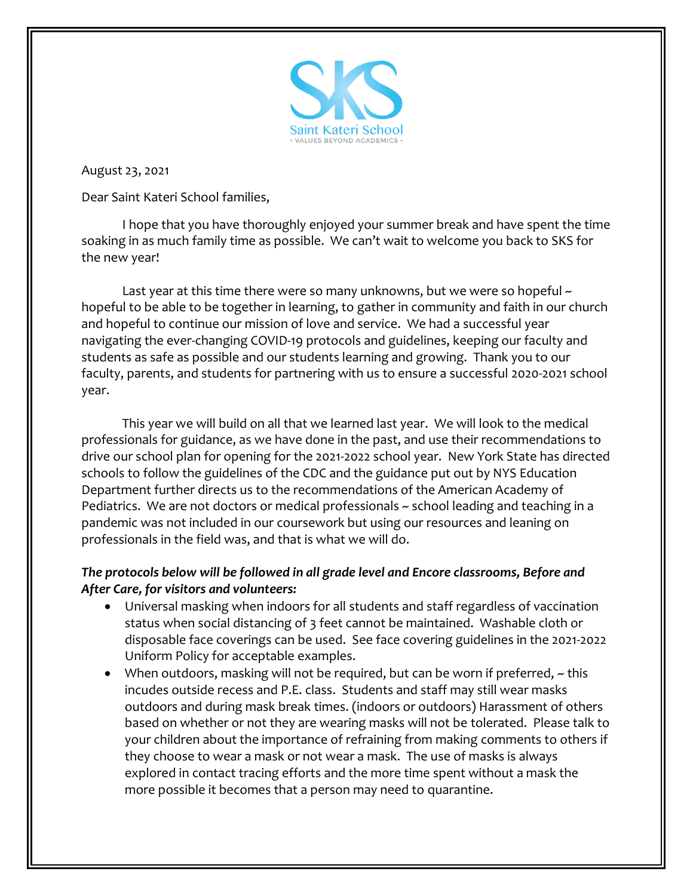Saint Kateri School

• VALUES BEYOND ACADEMICS •

August 23, 2021

Dear Saint Kateri School families,

I hope that you have thoroughly enjoyed your summer break and have spent the time soaking in as much family time as possible. We can't wait to welcome you back to SKS for the new year!

Last year at this time there were so many unknowns, but we were so hopeful ~ hopeful to be able to be together in learning, to gather in community and faith in our church and hopeful to continue our mission of love and service. We had a successful year navigating the ever-changing COVID-19 protocols and guidelines, keeping our faculty and students as safe as possible and our students learning and growing. Thank you to our faculty, parents, and students for partnering with us to ensure a successful 2020-2021 school year.

This year we will build on all that we learned last year. We will look to the medical professionals for guidance, as we have done in the past, and use their recommendations to drive our school plan for opening for the 2021-2022 school year. New York State has directed schools to follow the guidelines of the CDC and the guidance put out by NYS Education Department further directs us to the recommendations of the American Academy of Pediatrics. We are not doctors or medical professionals ~ school leading and teaching in a pandemic was not included in our coursework but using our resources and leaning on professionals in the field was, and that is what we will do.

***The protocols below will be followed in all grade level and Encore classrooms, Before and After Care, for visitors and volunteers:***

- Universal masking when indoors for all students and staff regardless of vaccination status when social distancing of 3 feet cannot be maintained. Washable cloth or disposable face coverings can be used. See face covering guidelines in the 2021-2022 Uniform Policy for acceptable examples.
- When outdoors, masking will not be required, but can be worn if preferred, ~ this incudes outside recess and P.E. class. Students and staff may still wear masks outdoors and during mask break times. (indoors or outdoors) Harassment of others based on whether or not they are wearing masks will not be tolerated. Please talk to your children about the importance of refraining from making comments to others if they choose to wear a mask or not wear a mask. The use of masks is always explored in contact tracing efforts and the more time spent without a mask the more possible it becomes that a person may need to quarantine.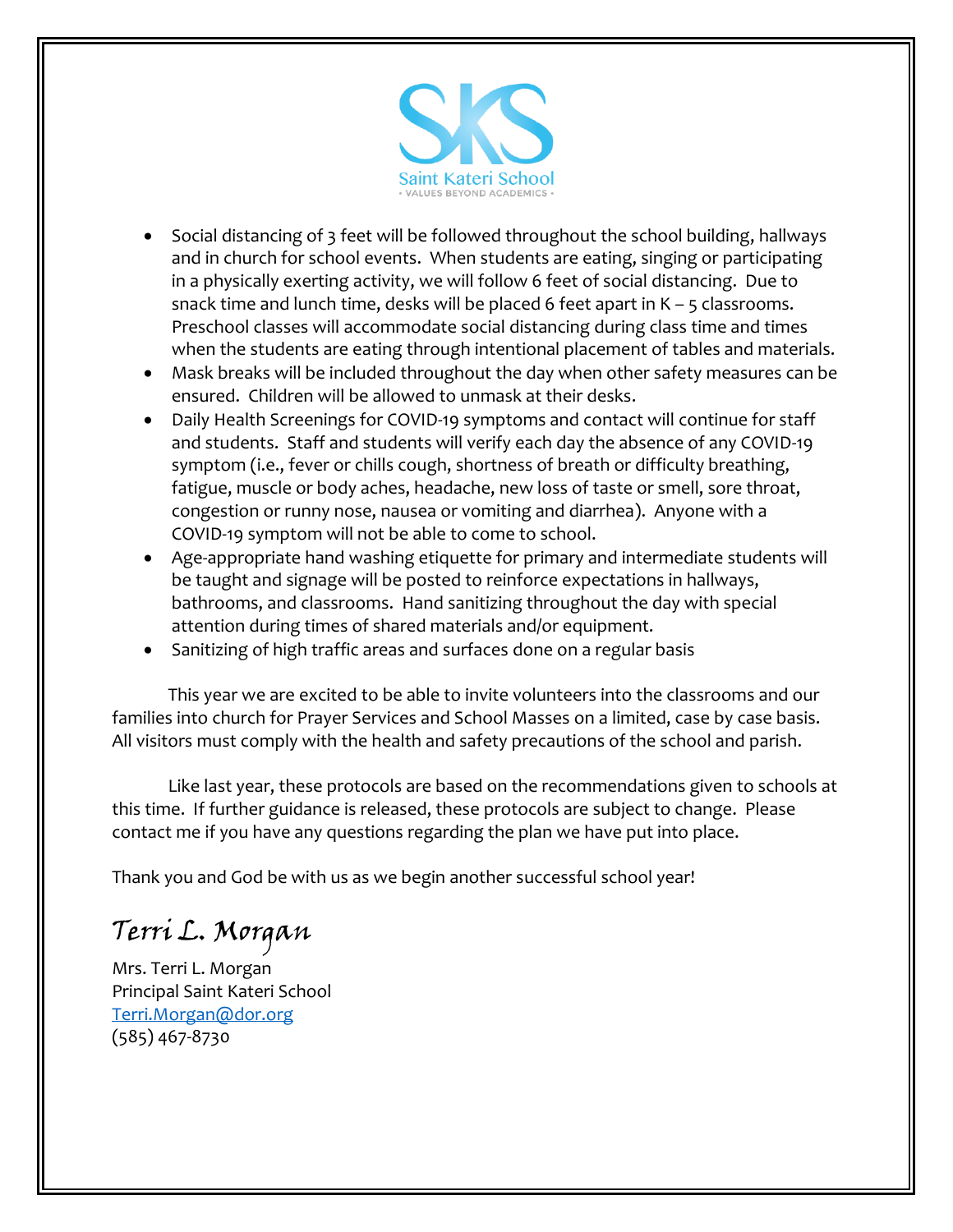Saint Kateri School

• VALUES BEYOND ACADEMICS •

- Social distancing of 3 feet will be followed throughout the school building, hallways and in church for school events. When students are eating, singing or participating in a physically exerting activity, we will follow 6 feet of social distancing. Due to snack time and lunch time, desks will be placed 6 feet apart in K – 5 classrooms. Preschool classes will accommodate social distancing during class time and times when the students are eating through intentional placement of tables and materials.
- Mask breaks will be included throughout the day when other safety measures can be ensured. Children will be allowed to unmask at their desks.
- Daily Health Screenings for COVID-19 symptoms and contact will continue for staff and students. Staff and students will verify each day the absence of any COVID-19 symptom (i.e., fever or chills cough, shortness of breath or difficulty breathing, fatigue, muscle or body aches, headache, new loss of taste or smell, sore throat, congestion or runny nose, nausea or vomiting and diarrhea). Anyone with a COVID-19 symptom will not be able to come to school.
- Age-appropriate hand washing etiquette for primary and intermediate students will be taught and signage will be posted to reinforce expectations in hallways, bathrooms, and classrooms. Hand sanitizing throughout the day with special attention during times of shared materials and/or equipment.
- Sanitizing of high traffic areas and surfaces done on a regular basis

This year we are excited to be able to invite volunteers into the classrooms and our families into church for Prayer Services and School Masses on a limited, case by case basis. All visitors must comply with the health and safety precautions of the school and parish.

Like last year, these protocols are based on the recommendations given to schools at this time. If further guidance is released, these protocols are subject to change. Please contact me if you have any questions regarding the plan we have put into place.

Thank you and God be with us as we begin another successful school year!

*Terri L. Morgan*

Mrs. Terri L. Morgan
Principal Saint Kateri School
Terri.Morgan@dor.org
(585) 467-8730